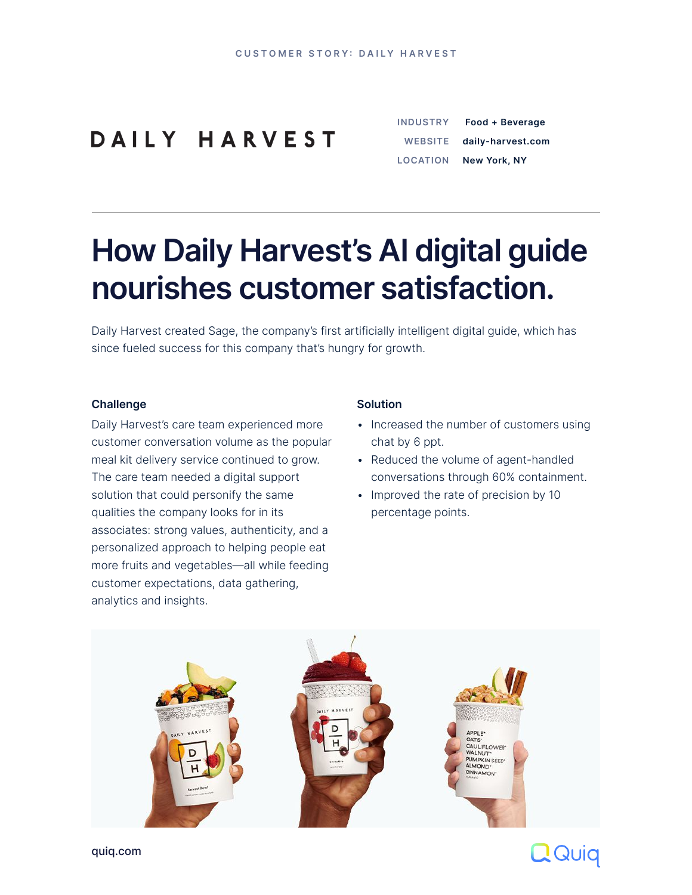CUSTOMER STORY: DAILY HARVEST

DAILY HARVEST

| INDUSTRY | Food + Beverage |
| --- | --- |
| WEBSITE | daily-harvest.com |
| LOCATION | New York, NY |

# How Daily Harvest's AI digital guide nourishes customer satisfaction.

Daily Harvest created Sage, the company's first artificially intelligent digital guide, which has since fueled success for this company that's hungry for growth.

### Challenge

Daily Harvest's care team experienced more customer conversation volume as the popular meal kit delivery service continued to grow. The care team needed a digital support solution that could personify the same qualities the company looks for in its associates: strong values, authenticity, and a personalized approach to helping people eat more fruits and vegetables—all while feeding customer expectations, data gathering, analytics and insights.

### Solution

- Increased the number of customers using chat by 6 ppt.
- Reduced the volume of agent-handled conversations through 60% containment.
- Improved the rate of precision by 10 percentage points.

quiq.com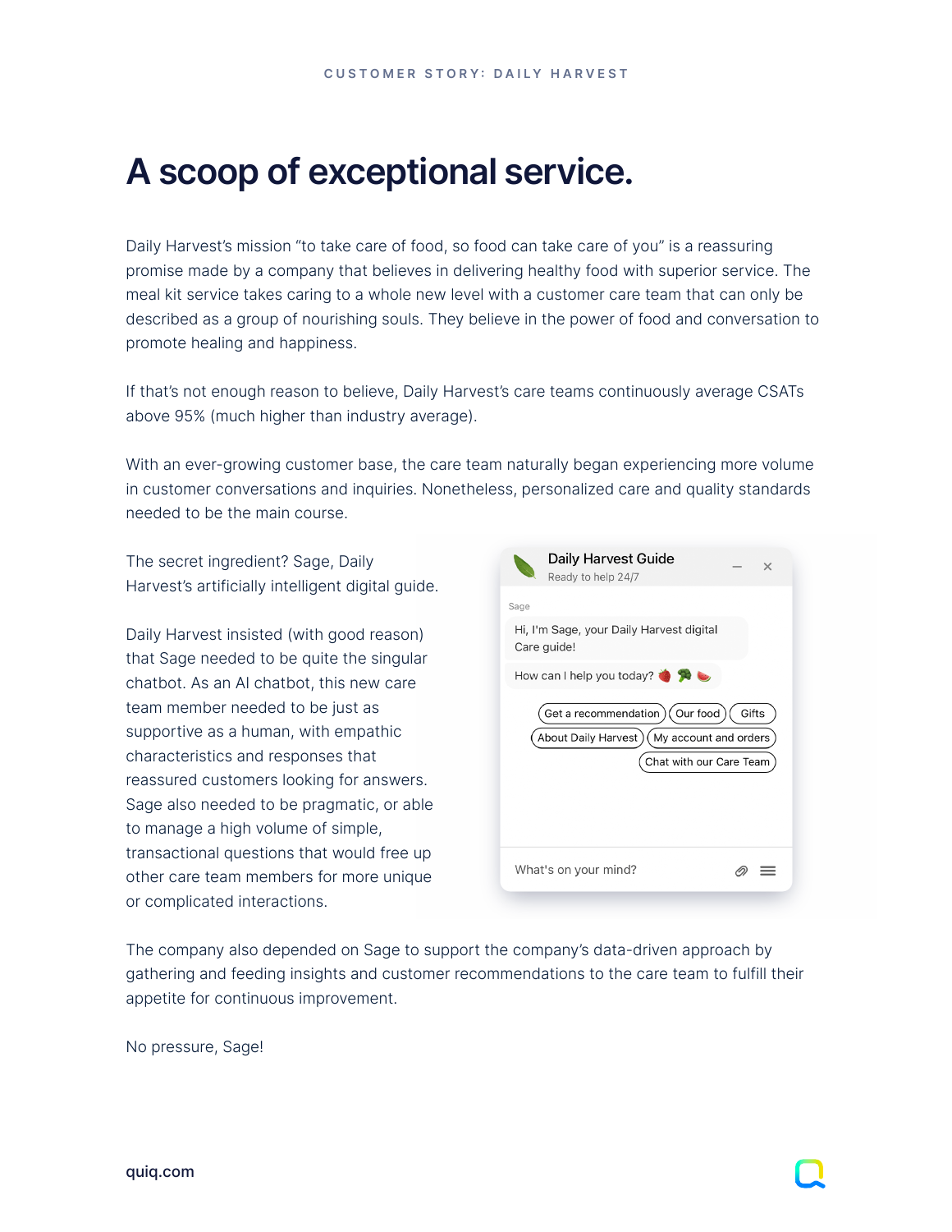# A scoop of exceptional service.

Daily Harvest's mission "to take care of food, so food can take care of you" is a reassuring promise made by a company that believes in delivering healthy food with superior service. The meal kit service takes caring to a whole new level with a customer care team that can only be described as a group of nourishing souls. They believe in the power of food and conversation to promote healing and happiness.

If that's not enough reason to believe, Daily Harvest's care teams continuously average CSATs above 95% (much higher than industry average).

With an ever-growing customer base, the care team naturally began experiencing more volume in customer conversations and inquiries. Nonetheless, personalized care and quality standards needed to be the main course.

The secret ingredient? Sage, Daily Harvest's artificially intelligent digital guide.

Daily Harvest insisted (with good reason) that Sage needed to be quite the singular chatbot. As an AI chatbot, this new care team member needed to be just as supportive as a human, with empathic characteristics and responses that reassured customers looking for answers. Sage also needed to be pragmatic, or able to manage a high volume of simple, transactional questions that would free up other care team members for more unique or complicated interactions.

The company also depended on Sage to support the company's data-driven approach by gathering and feeding insights and customer recommendations to the care team to fulfill their appetite for continuous improvement.

No pressure, Sage!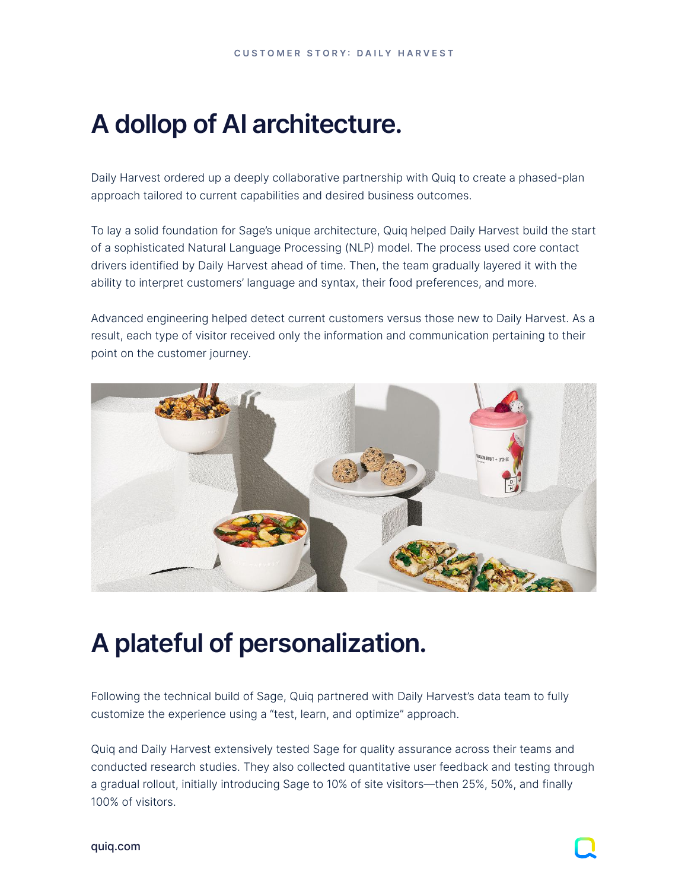# A dollop of AI architecture.

Daily Harvest ordered up a deeply collaborative partnership with Quiq to create a phased-plan approach tailored to current capabilities and desired business outcomes.

To lay a solid foundation for Sage's unique architecture, Quiq helped Daily Harvest build the start of a sophisticated Natural Language Processing (NLP) model. The process used core contact drivers identified by Daily Harvest ahead of time. Then, the team gradually layered it with the ability to interpret customers' language and syntax, their food preferences, and more.

Advanced engineering helped detect current customers versus those new to Daily Harvest. As a result, each type of visitor received only the information and communication pertaining to their point on the customer journey.

# A plateful of personalization.

Following the technical build of Sage, Quiq partnered with Daily Harvest's data team to fully customize the experience using a "test, learn, and optimize" approach.

Quiq and Daily Harvest extensively tested Sage for quality assurance across their teams and conducted research studies. They also collected quantitative user feedback and testing through a gradual rollout, initially introducing Sage to 10% of site visitors—then 25%, 50%, and finally 100% of visitors.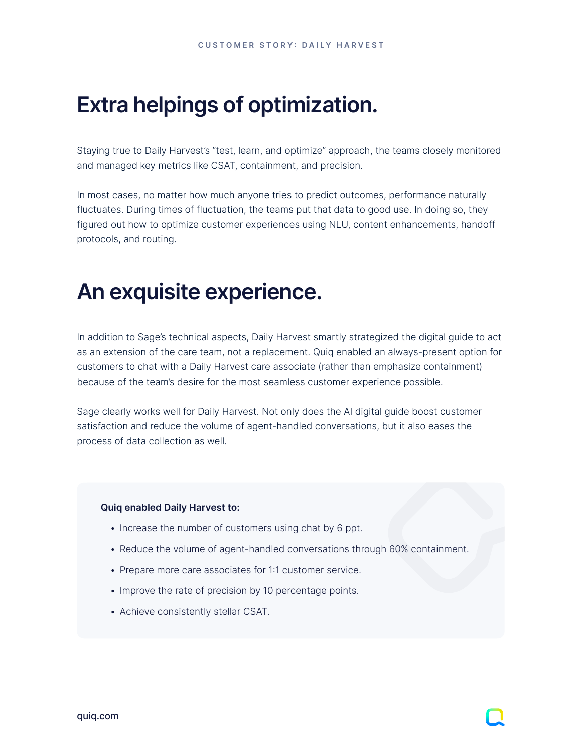# Extra helpings of optimization.

Staying true to Daily Harvest's "test, learn, and optimize" approach, the teams closely monitored and managed key metrics like CSAT, containment, and precision.

In most cases, no matter how much anyone tries to predict outcomes, performance naturally fluctuates. During times of fluctuation, the teams put that data to good use. In doing so, they figured out how to optimize customer experiences using NLU, content enhancements, handoff protocols, and routing.

# An exquisite experience.

In addition to Sage's technical aspects, Daily Harvest smartly strategized the digital guide to act as an extension of the care team, not a replacement. Quiq enabled an always-present option for customers to chat with a Daily Harvest care associate (rather than emphasize containment) because of the team's desire for the most seamless customer experience possible.

Sage clearly works well for Daily Harvest. Not only does the AI digital guide boost customer satisfaction and reduce the volume of agent-handled conversations, but it also eases the process of data collection as well.

**Quiq enabled Daily Harvest to:**

- Increase the number of customers using chat by 6 ppt.
- Reduce the volume of agent-handled conversations through 60% containment.
- Prepare more care associates for 1:1 customer service.
- Improve the rate of precision by 10 percentage points.
- Achieve consistently stellar CSAT.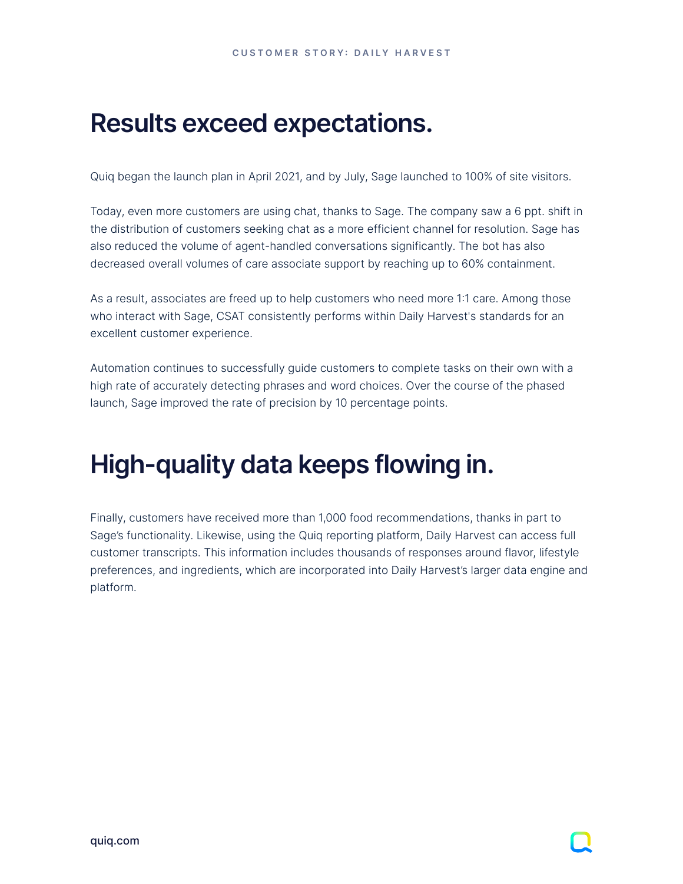# Results exceed expectations.

Quiq began the launch plan in April 2021, and by July, Sage launched to 100% of site visitors.

Today, even more customers are using chat, thanks to Sage. The company saw a 6 ppt. shift in the distribution of customers seeking chat as a more efficient channel for resolution. Sage has also reduced the volume of agent-handled conversations significantly. The bot has also decreased overall volumes of care associate support by reaching up to 60% containment.

As a result, associates are freed up to help customers who need more 1:1 care. Among those who interact with Sage, CSAT consistently performs within Daily Harvest's standards for an excellent customer experience.

Automation continues to successfully guide customers to complete tasks on their own with a high rate of accurately detecting phrases and word choices. Over the course of the phased launch, Sage improved the rate of precision by 10 percentage points.

# High-quality data keeps flowing in.

Finally, customers have received more than 1,000 food recommendations, thanks in part to Sage's functionality. Likewise, using the Quiq reporting platform, Daily Harvest can access full customer transcripts. This information includes thousands of responses around flavor, lifestyle preferences, and ingredients, which are incorporated into Daily Harvest's larger data engine and platform.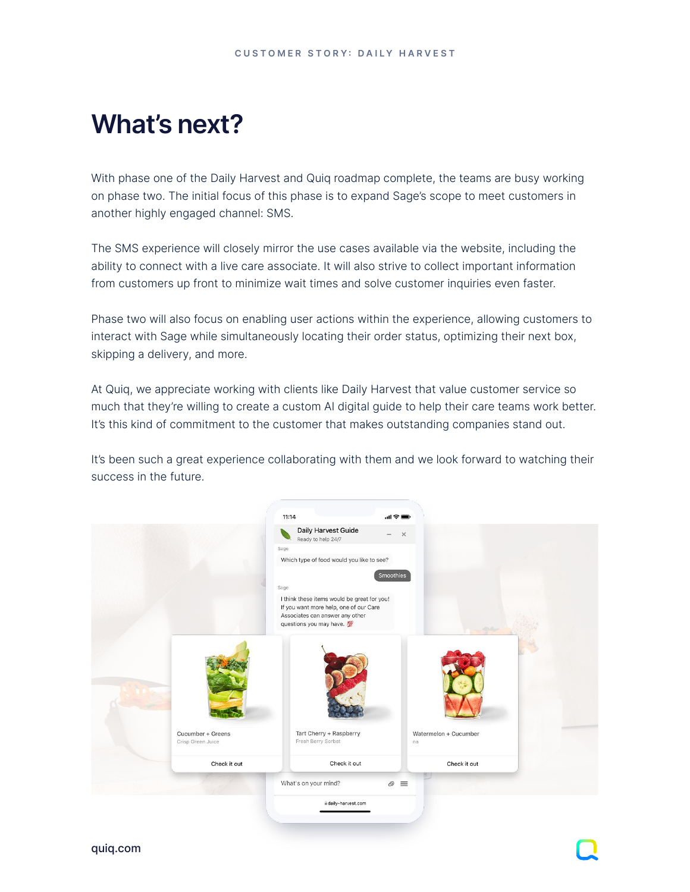# What's next?

With phase one of the Daily Harvest and Quiq roadmap complete, the teams are busy working on phase two. The initial focus of this phase is to expand Sage's scope to meet customers in another highly engaged channel: SMS.

The SMS experience will closely mirror the use cases available via the website, including the ability to connect with a live care associate. It will also strive to collect important information from customers up front to minimize wait times and solve customer inquiries even faster.

Phase two will also focus on enabling user actions within the experience, allowing customers to interact with Sage while simultaneously locating their order status, optimizing their next box, skipping a delivery, and more.

At Quiq, we appreciate working with clients like Daily Harvest that value customer service so much that they're willing to create a custom AI digital guide to help their care teams work better. It's this kind of commitment to the customer that makes outstanding companies stand out.

It's been such a great experience collaborating with them and we look forward to watching their success in the future.